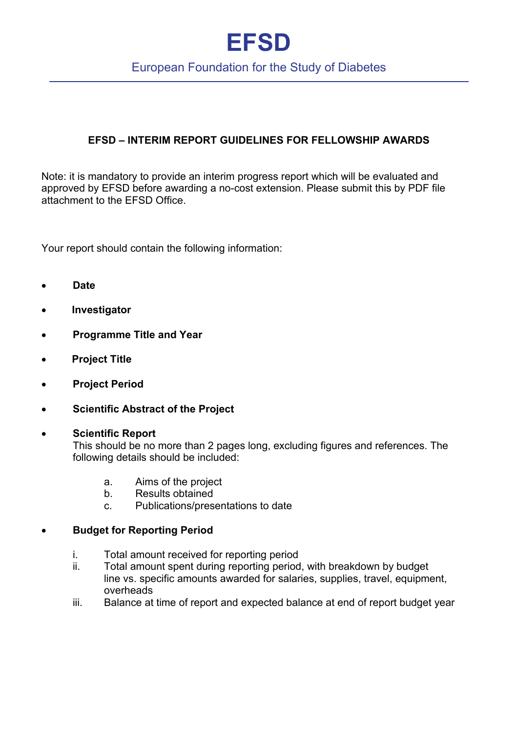# EFSD

European Foundation for the Study of Diabetes

---

**EFSD – INTERIM REPORT GUIDELINES FOR FELLOWSHIP AWARDS**

Note: it is mandatory to provide an interim progress report which will be evaluated and approved by EFSD before awarding a no-cost extension. Please submit this by PDF file attachment to the EFSD Office.

Your report should contain the following information:

- **Date**
- **Investigator**
- **Programme Title and Year**
- **Project Title**
- **Project Period**
- **Scientific Abstract of the Project**
- **Scientific Report**
  This should be no more than 2 pages long, excluding figures and references. The following details should be included:
  a. Aims of the project
  b. Results obtained
  c. Publications/presentations to date
- **Budget for Reporting Period**
  i. Total amount received for reporting period
  ii. Total amount spent during reporting period, with breakdown by budget line vs. specific amounts awarded for salaries, supplies, travel, equipment, overheads
  iii. Balance at time of report and expected balance at end of report budget year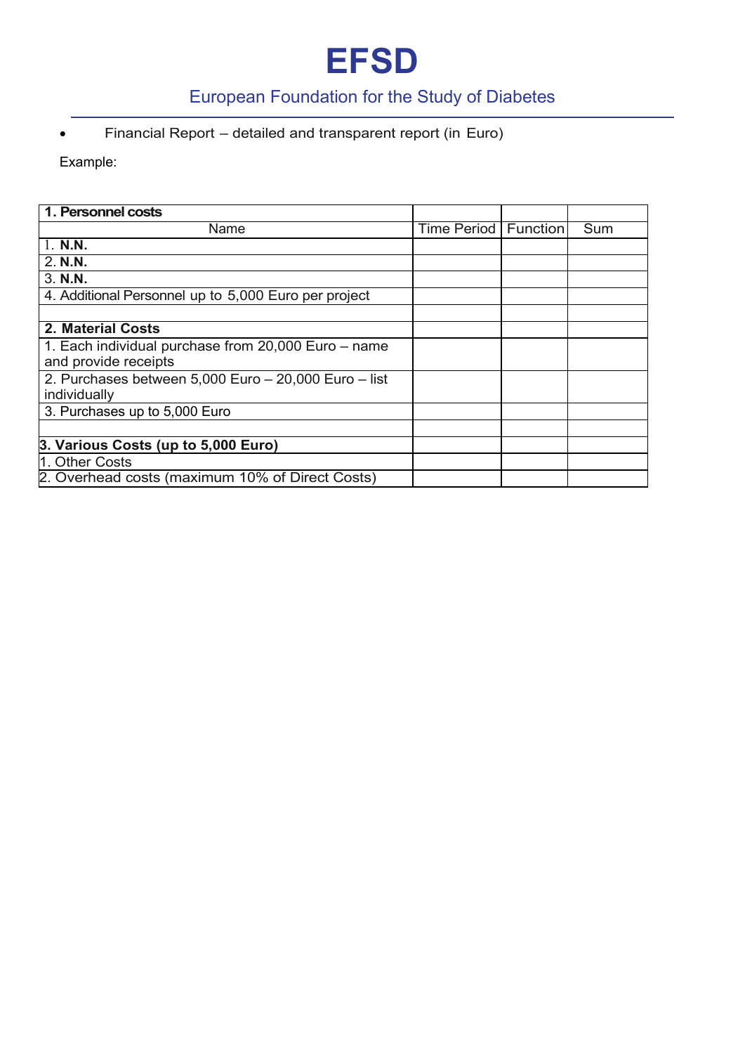# EFSD

## European Foundation for the Study of Diabetes

- Financial Report – detailed and transparent report (in Euro)

Example:

| | | | |
|---|---|---|---|
| **1. Personnel costs** | | | |
| Name | Time Period | Function | Sum |
| 1. **N.N.** | | | |
| 2. **N.N.** | | | |
| 3. **N.N.** | | | |
| 4. Additional Personnel up to 5,000 Euro per project | | | |
| | | | |
| **2. Material Costs** | | | |
| 1. Each individual purchase from 20,000 Euro – name and provide receipts | | | |
| 2. Purchases between 5,000 Euro – 20,000 Euro – list individually | | | |
| 3. Purchases up to 5,000 Euro | | | |
| | | | |
| **3. Various Costs (up to 5,000 Euro)** | | | |
| 1. Other Costs | | | |
| 2. Overhead costs (maximum 10% of Direct Costs) | | | |